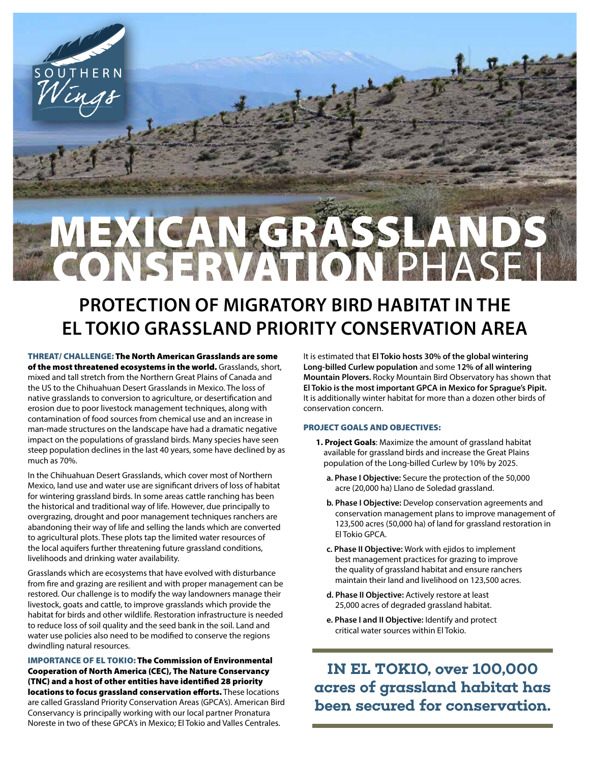SOUTHERN *Wings*

# MEXICAN GRASSLANDS CONSERVATION PHASE I

## PROTECTION OF MIGRATORY BIRD HABITAT IN THE EL TOKIO GRASSLAND PRIORITY CONSERVATION AREA

**THREAT/ CHALLENGE: The North American Grasslands are some of the most threatened ecosystems in the world.** Grasslands, short, mixed and tall stretch from the Northern Great Plains of Canada and the US to the Chihuahuan Desert Grasslands in Mexico. The loss of native grasslands to conversion to agriculture, or desertification and erosion due to poor livestock management techniques, along with contamination of food sources from chemical use and an increase in man-made structures on the landscape have had a dramatic negative impact on the populations of grassland birds. Many species have seen steep population declines in the last 40 years, some have declined by as much as 70%.

In the Chihuahuan Desert Grasslands, which cover most of Northern Mexico, land use and water use are significant drivers of loss of habitat for wintering grassland birds. In some areas cattle ranching has been the historical and traditional way of life. However, due principally to overgrazing, drought and poor management techniques ranchers are abandoning their way of life and selling the lands which are converted to agricultural plots. These plots tap the limited water resources of the local aquifers further threatening future grassland conditions, livelihoods and drinking water availability.

Grasslands which are ecosystems that have evolved with disturbance from fire and grazing are resilient and with proper management can be restored. Our challenge is to modify the way landowners manage their livestock, goats and cattle, to improve grasslands which provide the habitat for birds and other wildlife. Restoration infrastructure is needed to reduce loss of soil quality and the seed bank in the soil. Land and water use policies also need to be modified to conserve the regions dwindling natural resources.

**IMPORTANCE OF EL TOKIO: The Commission of Environmental Cooperation of North America (CEC), The Nature Conservancy (TNC) and a host of other entities have identified 28 priority locations to focus grassland conservation efforts.** These locations are called Grassland Priority Conservation Areas (GPCA's). American Bird Conservancy is principally working with our local partner Pronatura Noreste in two of these GPCA's in Mexico; El Tokio and Valles Centrales.

It is estimated that **El Tokio hosts 30% of the global wintering Long-billed Curlew population** and some **12% of all wintering Mountain Plovers.** Rocky Mountain Bird Observatory has shown that **El Tokio is the most important GPCA in Mexico for Sprague's Pipit.** It is additionally winter habitat for more than a dozen other birds of conservation concern.

**PROJECT GOALS AND OBJECTIVES:**

1. **Project Goals**: Maximize the amount of grassland habitat available for grassland birds and increase the Great Plains population of the Long-billed Curlew by 10% by 2025.
   a. **Phase I Objective:** Secure the protection of the 50,000 acre (20,000 ha) Llano de Soledad grassland.
   b. **Phase I Objective:** Develop conservation agreements and conservation management plans to improve management of 123,500 acres (50,000 ha) of land for grassland restoration in El Tokio GPCA.
   c. **Phase II Objective:** Work with ejidos to implement best management practices for grazing to improve the quality of grassland habitat and ensure ranchers maintain their land and livelihood on 123,500 acres.
   d. **Phase II Objective:** Actively restore at least 25,000 acres of degraded grassland habitat.
   e. **Phase I and II Objective:** Identify and protect critical water sources within El Tokio.

**IN EL TOKIO, over 100,000 acres of grassland habitat has been secured for conservation.**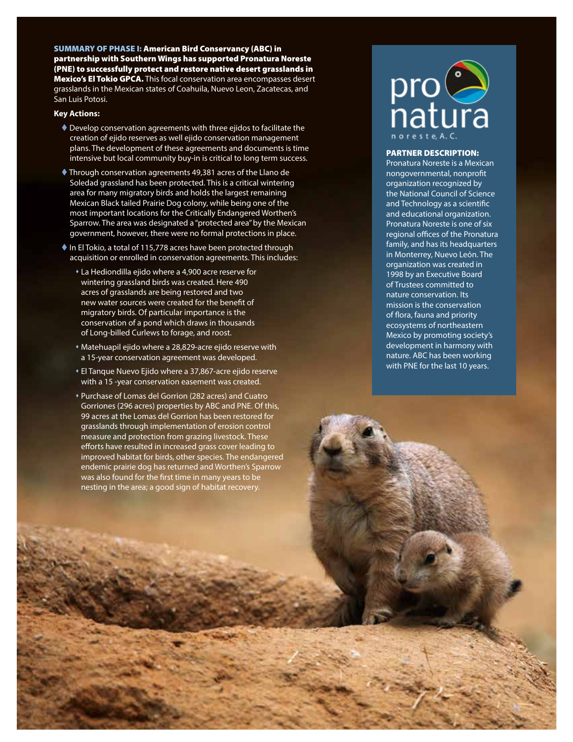**SUMMARY OF PHASE I: American Bird Conservancy (ABC) in partnership with Southern Wings has supported Pronatura Noreste (PNE) to successfully protect and restore native desert grasslands in Mexico's El Tokio GPCA.** This focal conservation area encompasses desert grasslands in the Mexican states of Coahuila, Nuevo Leon, Zacatecas, and San Luis Potosi.

**Key Actions:**

- Develop conservation agreements with three ejidos to facilitate the creation of ejido reserves as well ejido conservation management plans. The development of these agreements and documents is time intensive but local community buy-in is critical to long term success.
- Through conservation agreements 49,381 acres of the Llano de Soledad grassland has been protected. This is a critical wintering area for many migratory birds and holds the largest remaining Mexican Black tailed Prairie Dog colony, while being one of the most important locations for the Critically Endangered Worthen's Sparrow. The area was designated a "protected area" by the Mexican government, however, there were no formal protections in place.
- In El Tokio, a total of 115,778 acres have been protected through acquisition or enrolled in conservation agreements. This includes:
  - La Hediondilla ejido where a 4,900 acre reserve for wintering grassland birds was created. Here 490 acres of grasslands are being restored and two new water sources were created for the benefit of migratory birds. Of particular importance is the conservation of a pond which draws in thousands of Long-billed Curlews to forage, and roost.
  - Matehuapil ejido where a 28,829-acre ejido reserve with a 15-year conservation agreement was developed.
  - El Tanque Nuevo Ejido where a 37,867-acre ejido reserve with a 15 -year conservation easement was created.
  - Purchase of Lomas del Gorrion (282 acres) and Cuatro Gorriones (296 acres) properties by ABC and PNE. Of this, 99 acres at the Lomas del Gorrion has been restored for grasslands through implementation of erosion control measure and protection from grazing livestock. These efforts have resulted in increased grass cover leading to improved habitat for birds, other species. The endangered endemic prairie dog has returned and Worthen's Sparrow was also found for the first time in many years to be nesting in the area; a good sign of habitat recovery.

pro natura noreste, A. C.

**PARTNER DESCRIPTION:**
Pronatura Noreste is a Mexican nongovernmental, nonprofit organization recognized by the National Council of Science and Technology as a scientific and educational organization. Pronatura Noreste is one of six regional offices of the Pronatura family, and has its headquarters in Monterrey, Nuevo León. The organization was created in 1998 by an Executive Board of Trustees committed to nature conservation. Its mission is the conservation of flora, fauna and priority ecosystems of northeastern Mexico by promoting society's development in harmony with nature. ABC has been working with PNE for the last 10 years.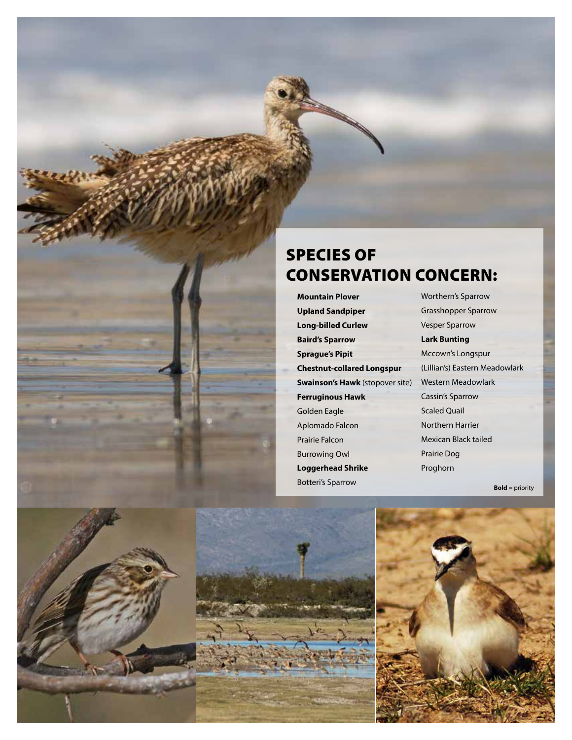# SPECIES OF CONSERVATION CONCERN:

- **Mountain Plover**
- **Upland Sandpiper**
- **Long-billed Curlew**
- **Baird's Sparrow**
- **Sprague's Pipit**
- **Chestnut-collared Longspur**
- **Swainson's Hawk** (stopover site)
- **Ferruginous Hawk**
- Golden Eagle
- Aplomado Falcon
- Prairie Falcon
- Burrowing Owl
- **Loggerhead Shrike**
- Botteri's Sparrow
- Worthern's Sparrow
- Grasshopper Sparrow
- Vesper Sparrow
- **Lark Bunting**
- Mccown's Longspur
- (Lillian's) Eastern Meadowlark
- Western Meadowlark
- Cassin's Sparrow
- Scaled Quail
- Northern Harrier
- Mexican Black tailed Prairie Dog
- Proghorn

**Bold** = priority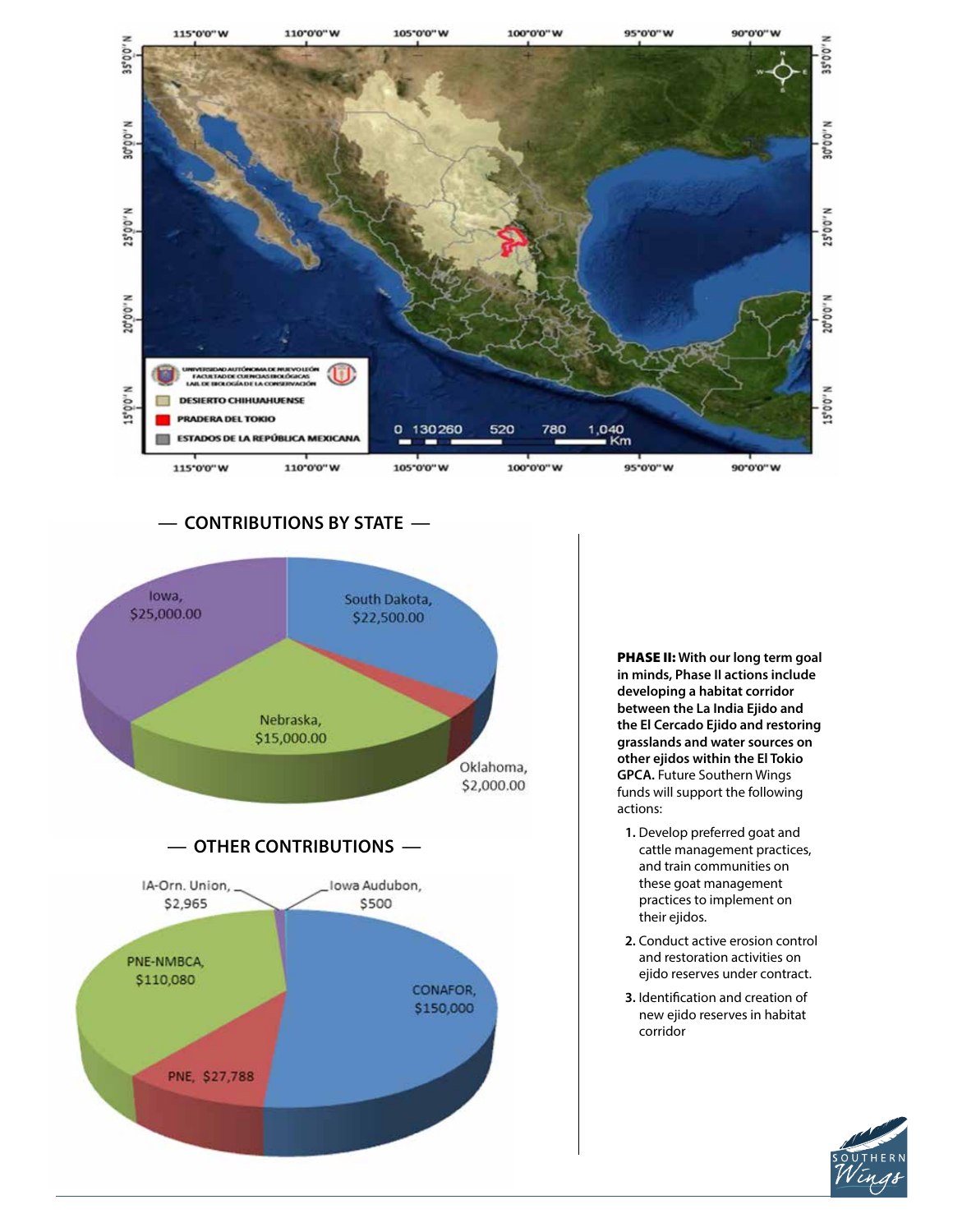115°0'0" W 110°0'0" W 105°0'0" W 100°0'0" W 95°0'0" W 90°0'0" W

35°0'0" N 30°0'0" N 25°0'0" N 20°0'0" N 15°0'0" N

UNIVERSIDAD AUTÓNOMA DE NUEVO LEÓN
FACULTAD DE CIENCIAS BIOLÓGICAS
LAB. DE BIOLOGÍA DE LA CONSERVACIÓN

DESIERTO CHIHUAHUENSE

PRADERA DEL TOKIO

ESTADOS DE LA REPÚBLICA MEXICANA

0 130 260 520 780 1,040 Km

## — CONTRIBUTIONS BY STATE —

Iowa, $25,000.00

South Dakota, $22,500.00

Nebraska, $15,000.00

Oklahoma, $2,000.00

## — OTHER CONTRIBUTIONS —

IA-Orn. Union, $2,965

Iowa Audubon, $500

PNE-NMBCA, $110,080

CONAFOR, $150,000

PNE, $27,788

**PHASE II: With our long term goal in minds, Phase II actions include developing a habitat corridor between the La India Ejido and the El Cercado Ejido and restoring grasslands and water sources on other ejidos within the El Tokio GPCA.** Future Southern Wings funds will support the following actions:

1. Develop preferred goat and cattle management practices, and train communities on these goat management practices to implement on their ejidos.
2. Conduct active erosion control and restoration activities on ejido reserves under contract.
3. Identification and creation of new ejido reserves in habitat corridor